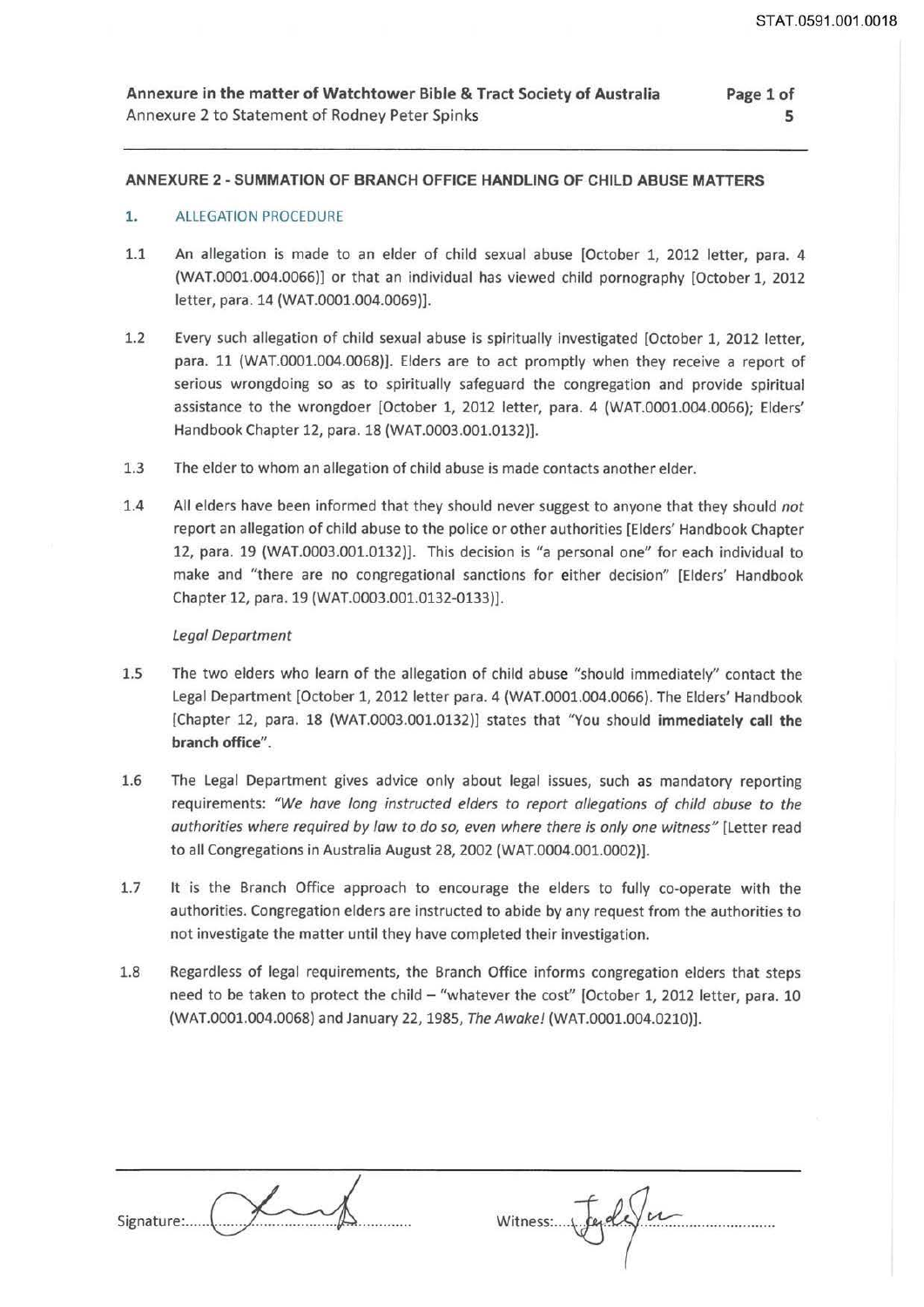Annexure in the matter of Watchtower Bible & Tract Society of Australia
Annexure 2 to Statement of Rodney Peter Spinks

## ANNEXURE 2 - SUMMATION OF BRANCH OFFICE HANDLING OF CHILD ABUSE MATTERS

### 1. ALLEGATION PROCEDURE

1.1 An allegation is made to an elder of child sexual abuse [October 1, 2012 letter, para. 4 (WAT.0001.004.0066)] or that an individual has viewed child pornography [October 1, 2012 letter, para. 14 (WAT.0001.004.0069)].

1.2 Every such allegation of child sexual abuse is spiritually investigated [October 1, 2012 letter, para. 11 (WAT.0001.004.0068)]. Elders are to act promptly when they receive a report of serious wrongdoing so as to spiritually safeguard the congregation and provide spiritual assistance to the wrongdoer [October 1, 2012 letter, para. 4 (WAT.0001.004.0066); Elders' Handbook Chapter 12, para. 18 (WAT.0003.001.0132)].

1.3 The elder to whom an allegation of child abuse is made contacts another elder.

1.4 All elders have been informed that they should never suggest to anyone that they should *not* report an allegation of child abuse to the police or other authorities [Elders' Handbook Chapter 12, para. 19 (WAT.0003.001.0132)]. This decision is "a personal one" for each individual to make and "there are no congregational sanctions for either decision" [Elders' Handbook Chapter 12, para. 19 (WAT.0003.001.0132-0133)].

*Legal Department*

1.5 The two elders who learn of the allegation of child abuse "should immediately" contact the Legal Department [October 1, 2012 letter para. 4 (WAT.0001.004.0066). The Elders' Handbook [Chapter 12, para. 18 (WAT.0003.001.0132)] states that "You should **immediately call the branch office**".

1.6 The Legal Department gives advice only about legal issues, such as mandatory reporting requirements: *"We have long instructed elders to report allegations of child abuse to the authorities where required by law to do so, even where there is only one witness"* [Letter read to all Congregations in Australia August 28, 2002 (WAT.0004.001.0002)].

1.7 It is the Branch Office approach to encourage the elders to fully co-operate with the authorities. Congregation elders are instructed to abide by any request from the authorities to not investigate the matter until they have completed their investigation.

1.8 Regardless of legal requirements, the Branch Office informs congregation elders that steps need to be taken to protect the child – "whatever the cost" [October 1, 2012 letter, para. 10 (WAT.0001.004.0068) and January 22, 1985, *The Awake!* (WAT.0001.004.0210)].

Signature: [signature] Witness: [signature]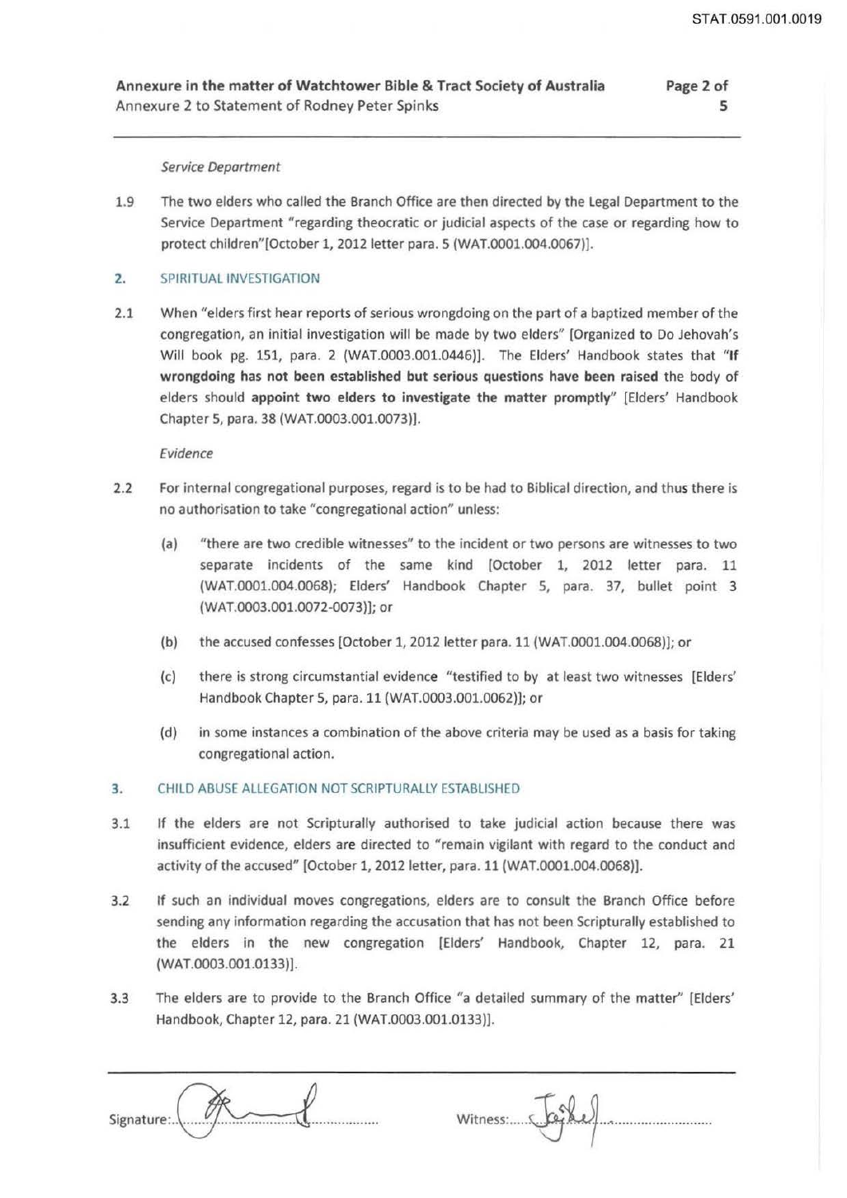*Service Department*

1.9 The two elders who called the Branch Office are then directed by the Legal Department to the Service Department "regarding theocratic or judicial aspects of the case or regarding how to protect children"[October 1, 2012 letter para. 5 (WAT.0001.004.0067)].

## 2. SPIRITUAL INVESTIGATION

2.1 When "elders first hear reports of serious wrongdoing on the part of a baptized member of the congregation, an initial investigation will be made by two elders" [Organized to Do Jehovah's Will book pg. 151, para. 2 (WAT.0003.001.0446)]. The Elders' Handbook states that "**If wrongdoing has not been established but serious questions have been raised** the body of elders should **appoint two elders to investigate the matter promptly**" [Elders' Handbook Chapter 5, para. 38 (WAT.0003.001.0073)].

*Evidence*

2.2 For internal congregational purposes, regard is to be had to Biblical direction, and thus there is no authorisation to take "congregational action" unless:

(a) "there are two credible witnesses" to the incident or two persons are witnesses to two separate incidents of the same kind [October 1, 2012 letter para. 11 (WAT.0001.004.0068); Elders' Handbook Chapter 5, para. 37, bullet point 3 (WAT.0003.001.0072-0073)]; or

(b) the accused confesses [October 1, 2012 letter para. 11 (WAT.0001.004.0068)]; or

(c) there is strong circumstantial evidence "testified to by at least two witnesses [Elders' Handbook Chapter 5, para. 11 (WAT.0003.001.0062)]; or

(d) in some instances a combination of the above criteria may be used as a basis for taking congregational action.

## 3. CHILD ABUSE ALLEGATION NOT SCRIPTURALLY ESTABLISHED

3.1 If the elders are not Scripturally authorised to take judicial action because there was insufficient evidence, elders are directed to "remain vigilant with regard to the conduct and activity of the accused" [October 1, 2012 letter, para. 11 (WAT.0001.004.0068)].

3.2 If such an individual moves congregations, elders are to consult the Branch Office before sending any information regarding the accusation that has not been Scripturally established to the elders in the new congregation [Elders' Handbook, Chapter 12, para. 21 (WAT.0003.001.0133)].

3.3 The elders are to provide to the Branch Office "a detailed summary of the matter" [Elders' Handbook, Chapter 12, para. 21 (WAT.0003.001.0133)].

Signature: ............................ Witness: ............................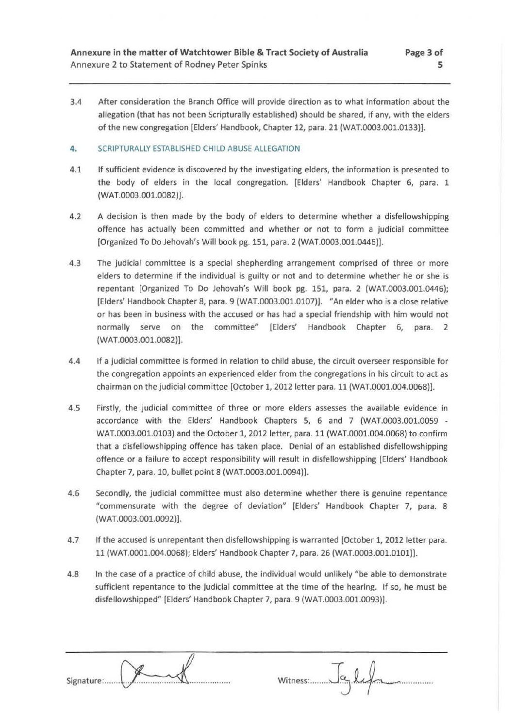3.4 After consideration the Branch Office will provide direction as to what information about the allegation (that has not been Scripturally established) should be shared, if any, with the elders of the new congregation [Elders' Handbook, Chapter 12, para. 21 (WAT.0003.001.0133)].

## 4. SCRIPTURALLY ESTABLISHED CHILD ABUSE ALLEGATION

4.1 If sufficient evidence is discovered by the investigating elders, the information is presented to the body of elders in the local congregation. [Elders' Handbook Chapter 6, para. 1 (WAT.0003.001.0082)].

4.2 A decision is then made by the body of elders to determine whether a disfellowshipping offence has actually been committed and whether or not to form a judicial committee [Organized To Do Jehovah's Will book pg. 151, para. 2 (WAT.0003.001.0446)].

4.3 The judicial committee is a special shepherding arrangement comprised of three or more elders to determine if the individual is guilty or not and to determine whether he or she is repentant [Organized To Do Jehovah's Will book pg. 151, para. 2 (WAT.0003.001.0446); [Elders' Handbook Chapter 8, para. 9 (WAT.0003.001.0107)]. "An elder who is a close relative or has been in business with the accused or has had a special friendship with him would not normally serve on the committee" [Elders' Handbook Chapter 6, para. 2 (WAT.0003.001.0082)].

4.4 If a judicial committee is formed in relation to child abuse, the circuit overseer responsible for the congregation appoints an experienced elder from the congregations in his circuit to act as chairman on the judicial committee [October 1, 2012 letter para. 11 (WAT.0001.004.0068)].

4.5 Firstly, the judicial committee of three or more elders assesses the available evidence in accordance with the Elders' Handbook Chapters 5, 6 and 7 (WAT.0003.001.0059 - WAT.0003.001.0103) and the October 1, 2012 letter, para. 11 (WAT.0001.004.0068) to confirm that a disfellowshipping offence has taken place. Denial of an established disfellowshipping offence or a failure to accept responsibility will result in disfellowshipping [Elders' Handbook Chapter 7, para. 10, bullet point 8 (WAT.0003.001.0094)].

4.6 Secondly, the judicial committee must also determine whether there is genuine repentance "commensurate with the degree of deviation" [Elders' Handbook Chapter 7, para. 8 (WAT.0003.001.0092)].

4.7 If the accused is unrepentant then disfellowshipping is warranted [October 1, 2012 letter para. 11 (WAT.0001.004.0068); Elders' Handbook Chapter 7, para. 26 (WAT.0003.001.0101)].

4.8 In the case of a practice of child abuse, the individual would unlikely "be able to demonstrate sufficient repentance to the judicial committee at the time of the hearing. If so, he must be disfellowshipped" [Elders' Handbook Chapter 7, para. 9 (WAT.0003.001.0093)].

Signature:.................................... Witness:....................................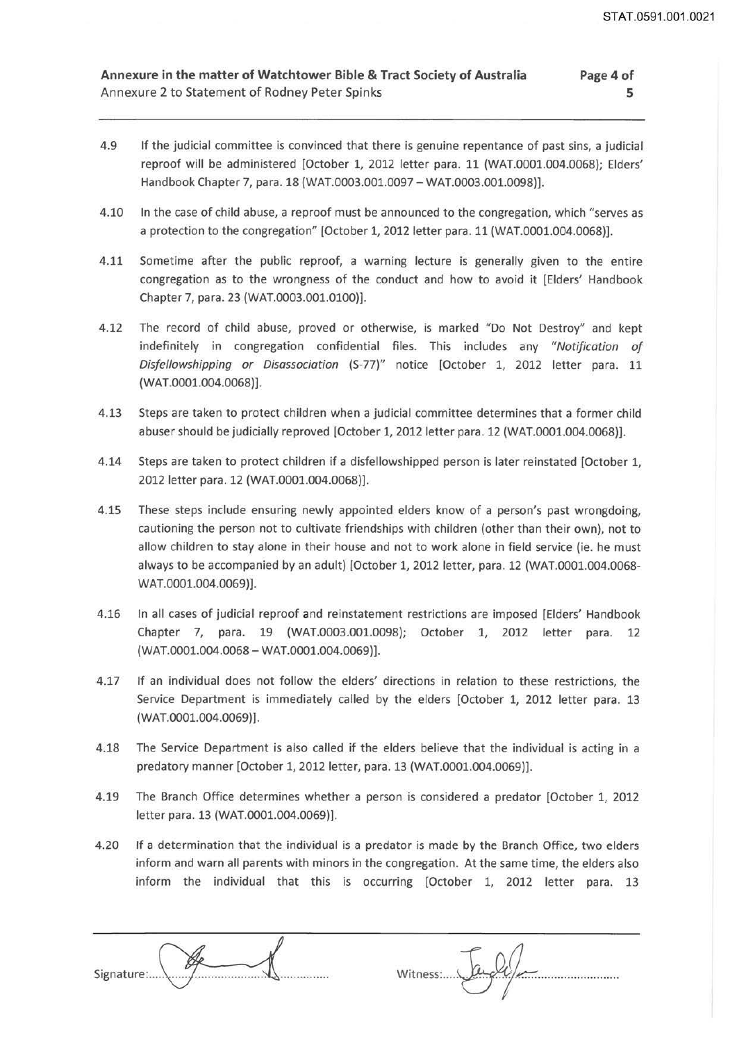4.9 If the judicial committee is convinced that there is genuine repentance of past sins, a judicial reproof will be administered [October 1, 2012 letter para. 11 (WAT.0001.004.0068); Elders' Handbook Chapter 7, para. 18 (WAT.0003.001.0097 – WAT.0003.001.0098)].

4.10 In the case of child abuse, a reproof must be announced to the congregation, which "serves as a protection to the congregation" [October 1, 2012 letter para. 11 (WAT.0001.004.0068)].

4.11 Sometime after the public reproof, a warning lecture is generally given to the entire congregation as to the wrongness of the conduct and how to avoid it [Elders' Handbook Chapter 7, para. 23 (WAT.0003.001.0100)].

4.12 The record of child abuse, proved or otherwise, is marked "Do Not Destroy" and kept indefinitely in congregation confidential files. This includes any *"Notification of Disfellowshipping or Disassociation* (S-77)" notice [October 1, 2012 letter para. 11 (WAT.0001.004.0068)].

4.13 Steps are taken to protect children when a judicial committee determines that a former child abuser should be judicially reproved [October 1, 2012 letter para. 12 (WAT.0001.004.0068)].

4.14 Steps are taken to protect children if a disfellowshipped person is later reinstated [October 1, 2012 letter para. 12 (WAT.0001.004.0068)].

4.15 These steps include ensuring newly appointed elders know of a person's past wrongdoing, cautioning the person not to cultivate friendships with children (other than their own), not to allow children to stay alone in their house and not to work alone in field service (ie. he must always to be accompanied by an adult) [October 1, 2012 letter, para. 12 (WAT.0001.004.0068-WAT.0001.004.0069)].

4.16 In all cases of judicial reproof and reinstatement restrictions are imposed [Elders' Handbook Chapter 7, para. 19 (WAT.0003.001.0098); October 1, 2012 letter para. 12 (WAT.0001.004.0068 – WAT.0001.004.0069)].

4.17 If an individual does not follow the elders' directions in relation to these restrictions, the Service Department is immediately called by the elders [October 1, 2012 letter para. 13 (WAT.0001.004.0069)].

4.18 The Service Department is also called if the elders believe that the individual is acting in a predatory manner [October 1, 2012 letter, para. 13 (WAT.0001.004.0069)].

4.19 The Branch Office determines whether a person is considered a predator [October 1, 2012 letter para. 13 (WAT.0001.004.0069)].

4.20 If a determination that the individual is a predator is made by the Branch Office, two elders inform and warn all parents with minors in the congregation. At the same time, the elders also inform the individual that this is occurring [October 1, 2012 letter para. 13

Signature:.................... Witness:....................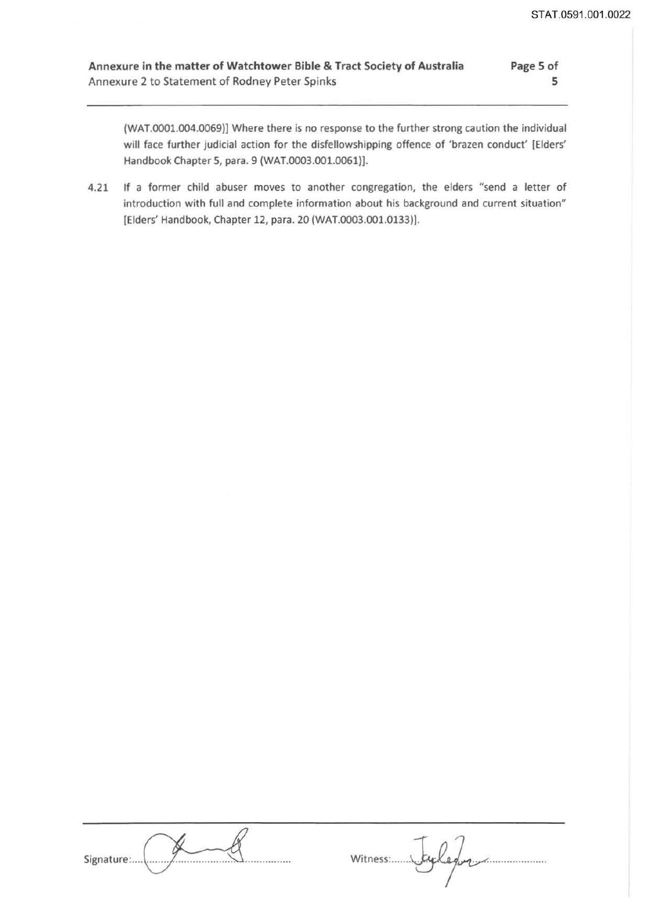(WAT.0001.004.0069)] Where there is no response to the further strong caution the individual will face further judicial action for the disfellowshipping offence of 'brazen conduct' [Elders' Handbook Chapter 5, para. 9 (WAT.0003.001.0061)].

4.21 If a former child abuser moves to another congregation, the elders "send a letter of introduction with full and complete information about his background and current situation" [Elders' Handbook, Chapter 12, para. 20 (WAT.0003.001.0133)].

Signature:...................................... Witness:......................................